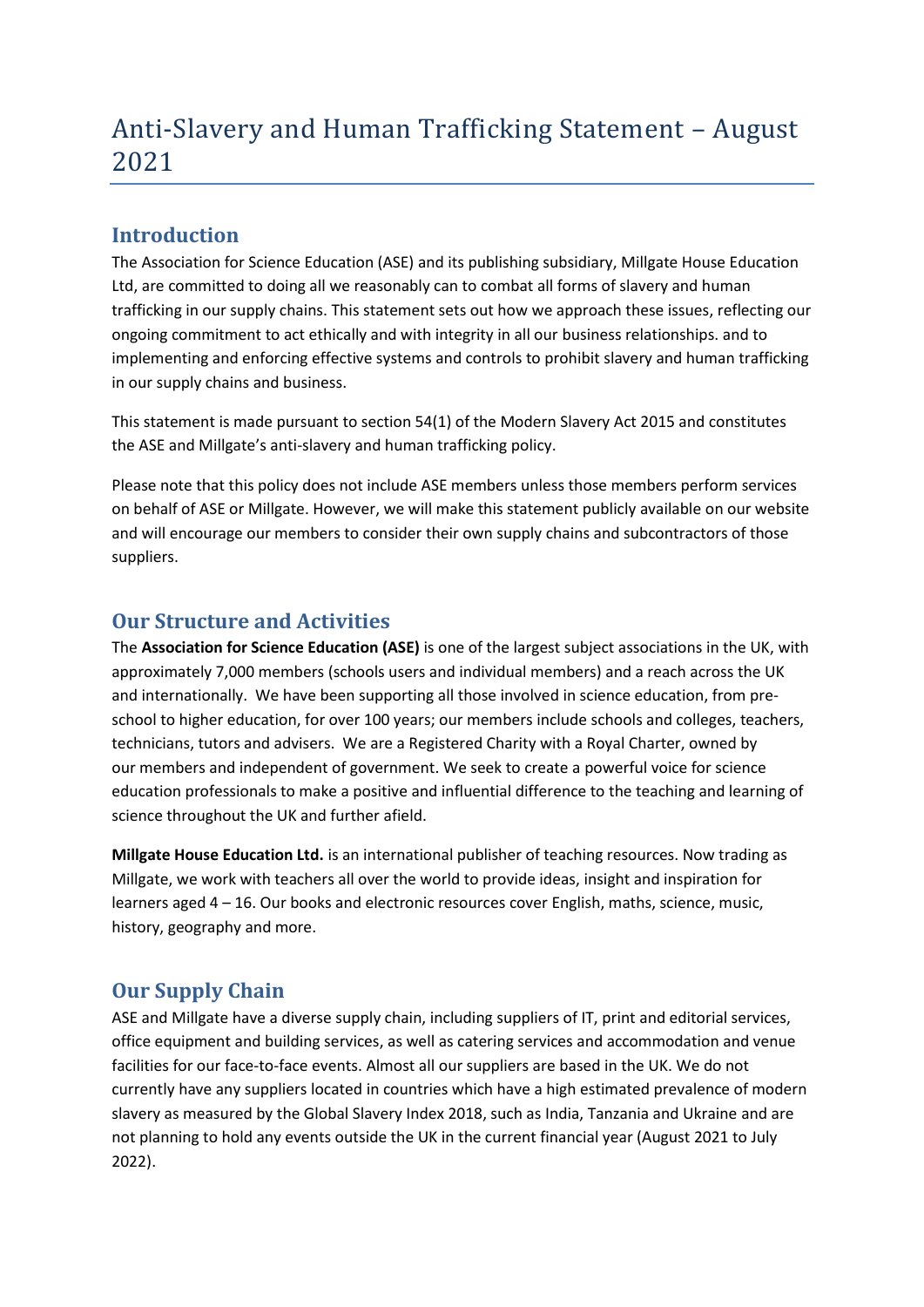# Anti-Slavery and Human Trafficking Statement – August 2021

## Introduction

The Association for Science Education (ASE) and its publishing subsidiary, Millgate House Education Ltd, are committed to doing all we reasonably can to combat all forms of slavery and human trafficking in our supply chains. This statement sets out how we approach these issues, reflecting our ongoing commitment to act ethically and with integrity in all our business relationships. and to implementing and enforcing effective systems and controls to prohibit slavery and human trafficking in our supply chains and business.

This statement is made pursuant to section 54(1) of the Modern Slavery Act 2015 and constitutes the ASE and Millgate's anti-slavery and human trafficking policy.

Please note that this policy does not include ASE members unless those members perform services on behalf of ASE or Millgate. However, we will make this statement publicly available on our website and will encourage our members to consider their own supply chains and subcontractors of those suppliers.

## Our Structure and Activities

The **Association for Science Education (ASE)** is one of the largest subject associations in the UK, with approximately 7,000 members (schools users and individual members) and a reach across the UK and internationally. We have been supporting all those involved in science education, from pre-school to higher education, for over 100 years; our members include schools and colleges, teachers, technicians, tutors and advisers. We are a Registered Charity with a Royal Charter, owned by our members and independent of government. We seek to create a powerful voice for science education professionals to make a positive and influential difference to the teaching and learning of science throughout the UK and further afield.

**Millgate House Education Ltd.** is an international publisher of teaching resources. Now trading as Millgate, we work with teachers all over the world to provide ideas, insight and inspiration for learners aged 4 – 16. Our books and electronic resources cover English, maths, science, music, history, geography and more.

## Our Supply Chain

ASE and Millgate have a diverse supply chain, including suppliers of IT, print and editorial services, office equipment and building services, as well as catering services and accommodation and venue facilities for our face-to-face events. Almost all our suppliers are based in the UK. We do not currently have any suppliers located in countries which have a high estimated prevalence of modern slavery as measured by the Global Slavery Index 2018, such as India, Tanzania and Ukraine and are not planning to hold any events outside the UK in the current financial year (August 2021 to July 2022).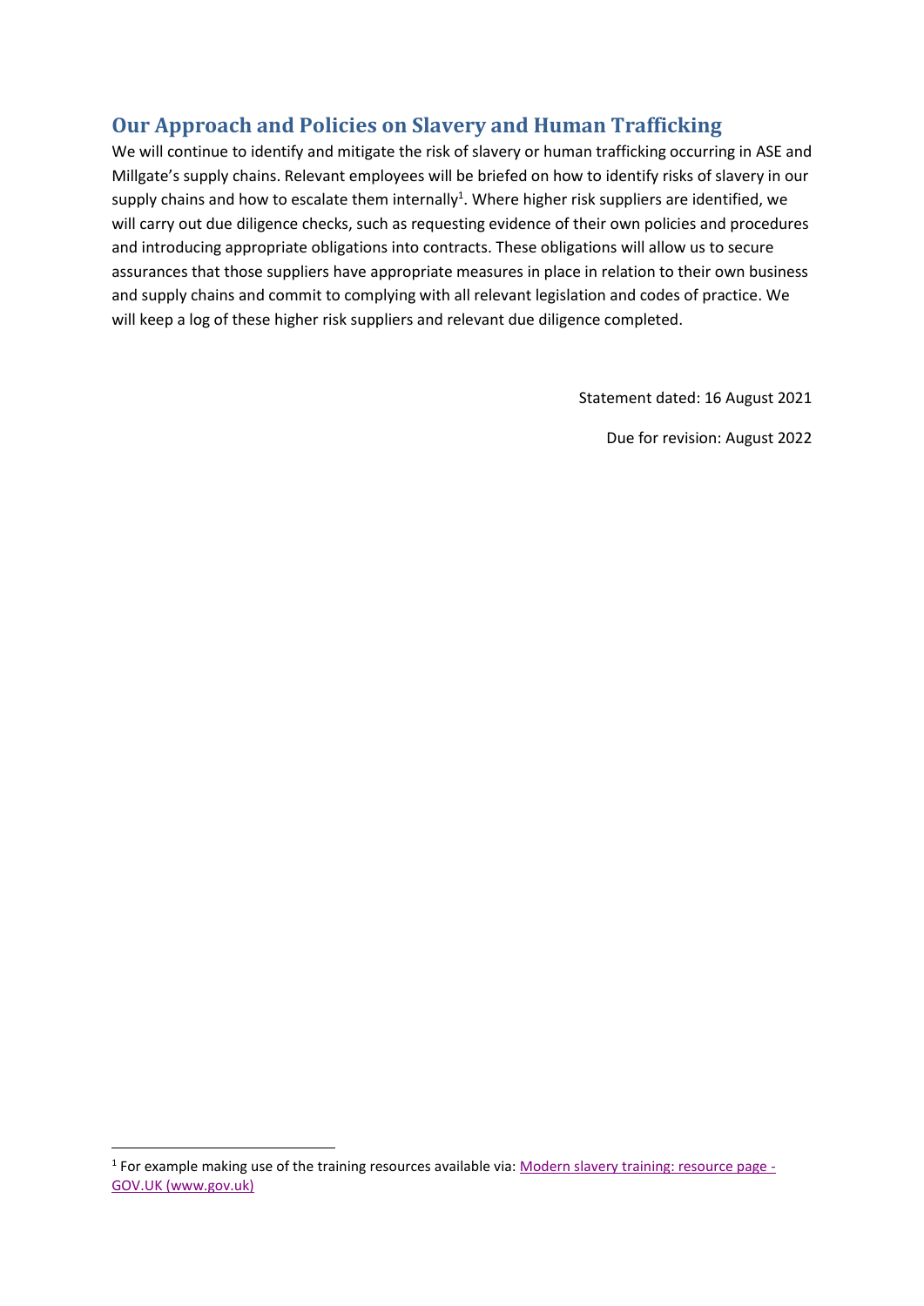## Our Approach and Policies on Slavery and Human Trafficking

We will continue to identify and mitigate the risk of slavery or human trafficking occurring in ASE and Millgate's supply chains. Relevant employees will be briefed on how to identify risks of slavery in our supply chains and how to escalate them internally[1]. Where higher risk suppliers are identified, we will carry out due diligence checks, such as requesting evidence of their own policies and procedures and introducing appropriate obligations into contracts. These obligations will allow us to secure assurances that those suppliers have appropriate measures in place in relation to their own business and supply chains and commit to complying with all relevant legislation and codes of practice. We will keep a log of these higher risk suppliers and relevant due diligence completed.

Statement dated: 16 August 2021

Due for revision: August 2022

---

[1] For example making use of the training resources available via: Modern slavery training: resource page - GOV.UK (www.gov.uk)